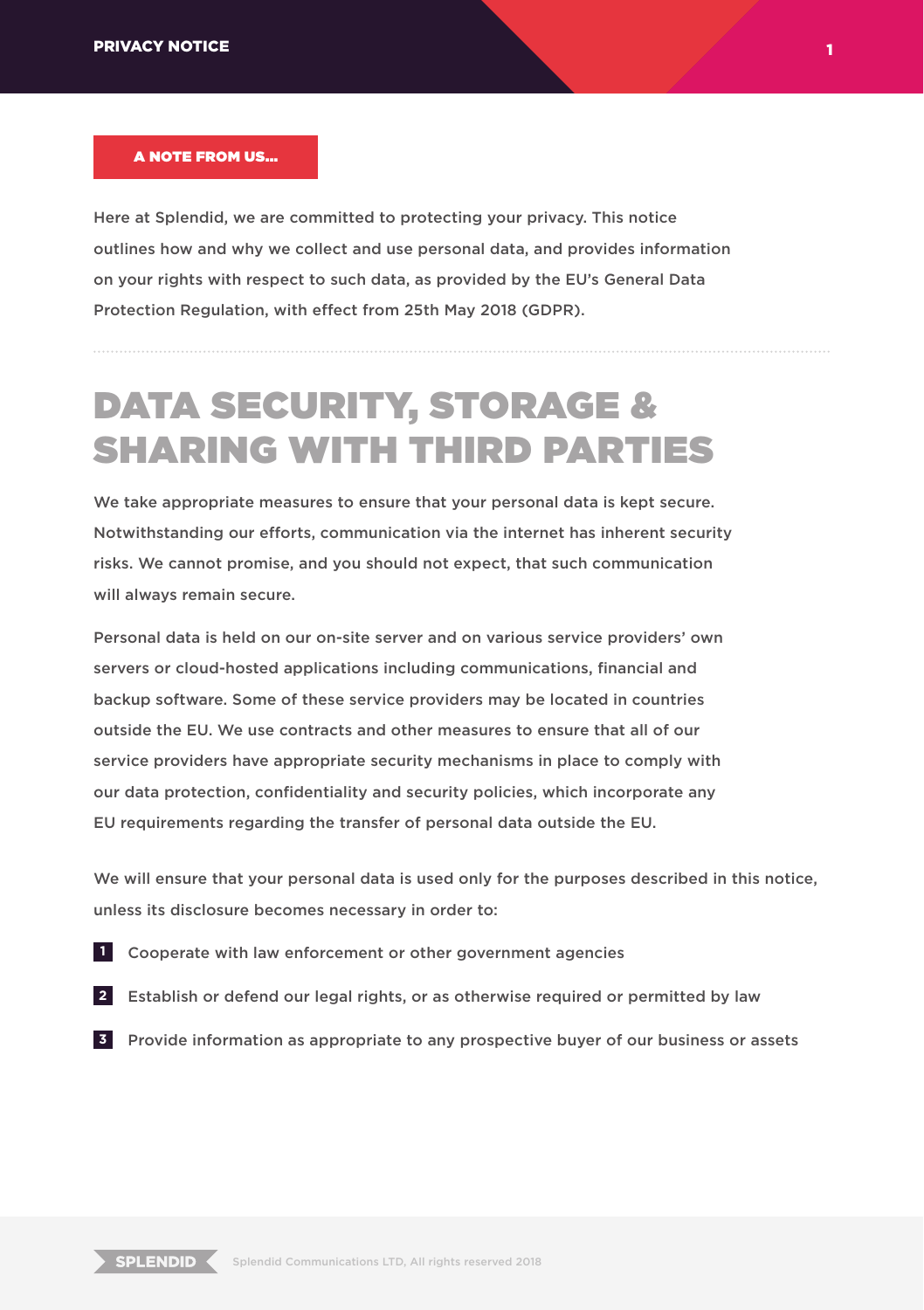**A NOTE FROM US...**

Here at Splendid, we are committed to protecting your privacy. This notice outlines how and why we collect and use personal data, and provides information on your rights with respect to such data, as provided by the EU's General Data Protection Regulation, with effect from 25th May 2018 (GDPR).

# DATA SECURITY, STORAGE & SHARING WITH THIRD PARTIES

We take appropriate measures to ensure that your personal data is kept secure. Notwithstanding our efforts, communication via the internet has inherent security risks. We cannot promise, and you should not expect, that such communication will always remain secure.

Personal data is held on our on-site server and on various service providers' own servers or cloud-hosted applications including communications, financial and backup software. Some of these service providers may be located in countries outside the EU. We use contracts and other measures to ensure that all of our service providers have appropriate security mechanisms in place to comply with our data protection, confidentiality and security policies, which incorporate any EU requirements regarding the transfer of personal data outside the EU.

We will ensure that your personal data is used only for the purposes described in this notice, unless its disclosure becomes necessary in order to:

1. Cooperate with law enforcement or other government agencies
2. Establish or defend our legal rights, or as otherwise required or permitted by law
3. Provide information as appropriate to any prospective buyer of our business or assets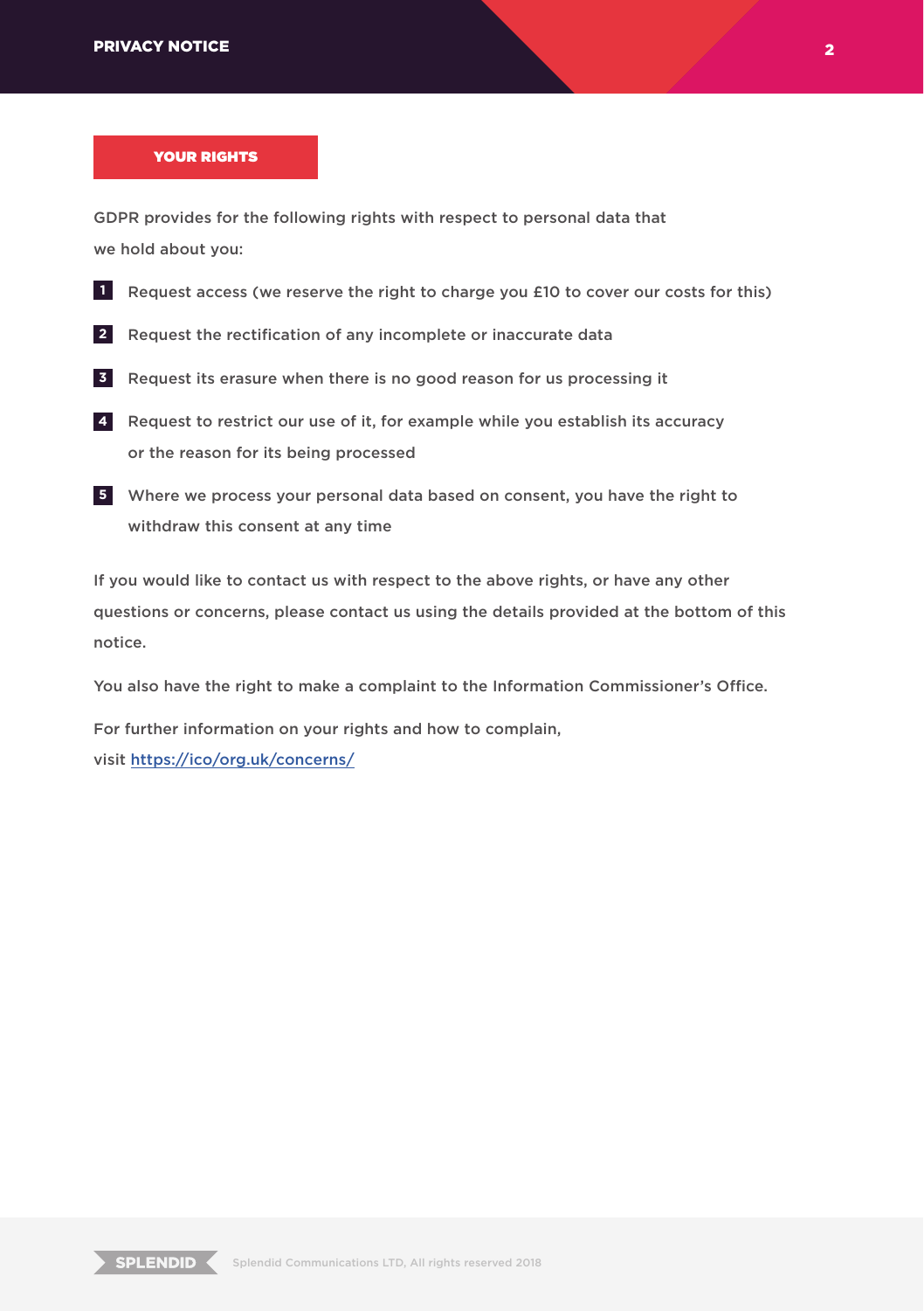## YOUR RIGHTS

GDPR provides for the following rights with respect to personal data that we hold about you:

1. Request access (we reserve the right to charge you £10 to cover our costs for this)
2. Request the rectification of any incomplete or inaccurate data
3. Request its erasure when there is no good reason for us processing it
4. Request to restrict our use of it, for example while you establish its accuracy or the reason for its being processed
5. Where we process your personal data based on consent, you have the right to withdraw this consent at any time

If you would like to contact us with respect to the above rights, or have any other questions or concerns, please contact us using the details provided at the bottom of this notice.

You also have the right to make a complaint to the Information Commissioner's Office.

For further information on your rights and how to complain, visit [https://ico/org.uk/concerns/](https://ico/org.uk/concerns/)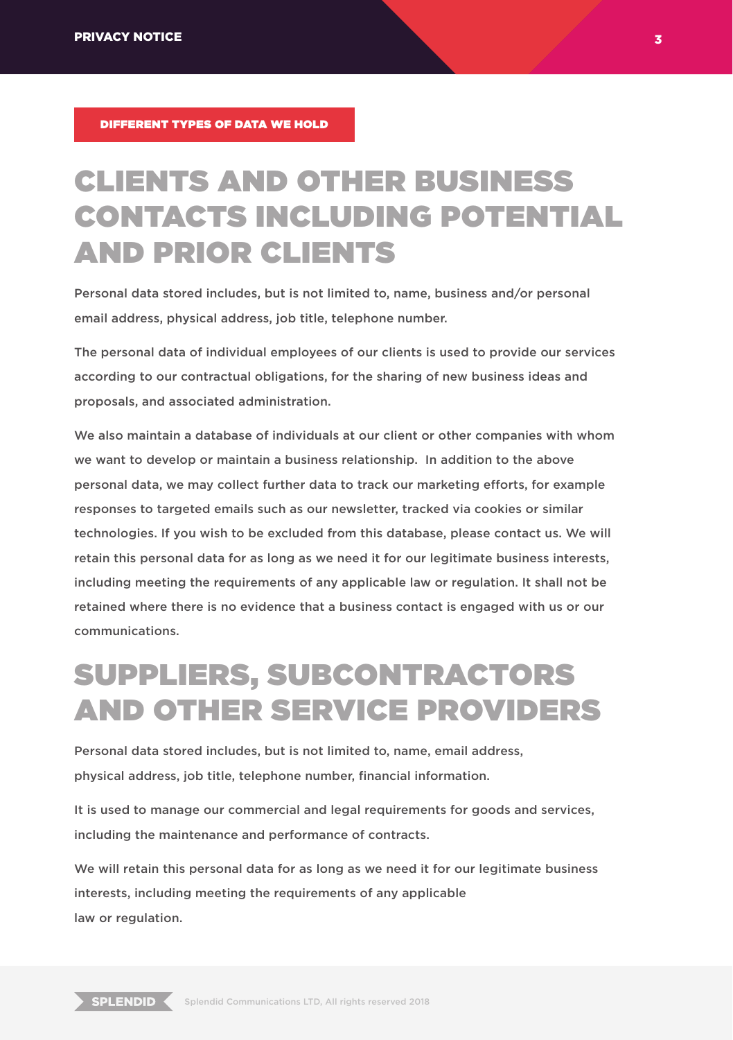DIFFERENT TYPES OF DATA WE HOLD

# CLIENTS AND OTHER BUSINESS CONTACTS INCLUDING POTENTIAL AND PRIOR CLIENTS

Personal data stored includes, but is not limited to, name, business and/or personal email address, physical address, job title, telephone number.

The personal data of individual employees of our clients is used to provide our services according to our contractual obligations, for the sharing of new business ideas and proposals, and associated administration.

We also maintain a database of individuals at our client or other companies with whom we want to develop or maintain a business relationship. In addition to the above personal data, we may collect further data to track our marketing efforts, for example responses to targeted emails such as our newsletter, tracked via cookies or similar technologies. If you wish to be excluded from this database, please contact us. We will retain this personal data for as long as we need it for our legitimate business interests, including meeting the requirements of any applicable law or regulation. It shall not be retained where there is no evidence that a business contact is engaged with us or our communications.

# SUPPLIERS, SUBCONTRACTORS AND OTHER SERVICE PROVIDERS

Personal data stored includes, but is not limited to, name, email address, physical address, job title, telephone number, financial information.

It is used to manage our commercial and legal requirements for goods and services, including the maintenance and performance of contracts.

We will retain this personal data for as long as we need it for our legitimate business interests, including meeting the requirements of any applicable law or regulation.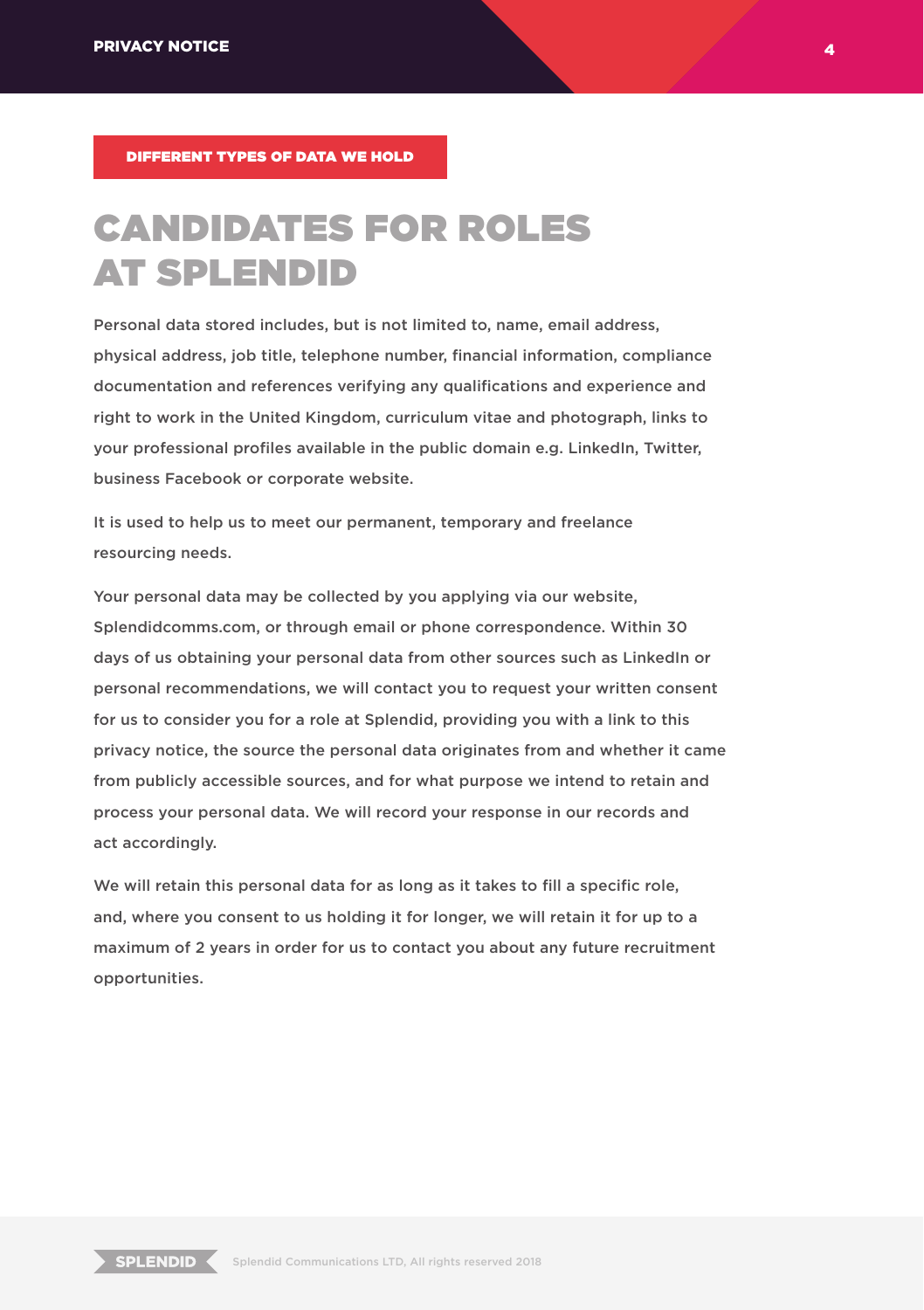**DIFFERENT TYPES OF DATA WE HOLD**

# CANDIDATES FOR ROLES AT SPLENDID

Personal data stored includes, but is not limited to, name, email address, physical address, job title, telephone number, financial information, compliance documentation and references verifying any qualifications and experience and right to work in the United Kingdom, curriculum vitae and photograph, links to your professional profiles available in the public domain e.g. LinkedIn, Twitter, business Facebook or corporate website.

It is used to help us to meet our permanent, temporary and freelance resourcing needs.

Your personal data may be collected by you applying via our website, Splendidcomms.com, or through email or phone correspondence. Within 30 days of us obtaining your personal data from other sources such as LinkedIn or personal recommendations, we will contact you to request your written consent for us to consider you for a role at Splendid, providing you with a link to this privacy notice, the source the personal data originates from and whether it came from publicly accessible sources, and for what purpose we intend to retain and process your personal data. We will record your response in our records and act accordingly.

We will retain this personal data for as long as it takes to fill a specific role, and, where you consent to us holding it for longer, we will retain it for up to a maximum of 2 years in order for us to contact you about any future recruitment opportunities.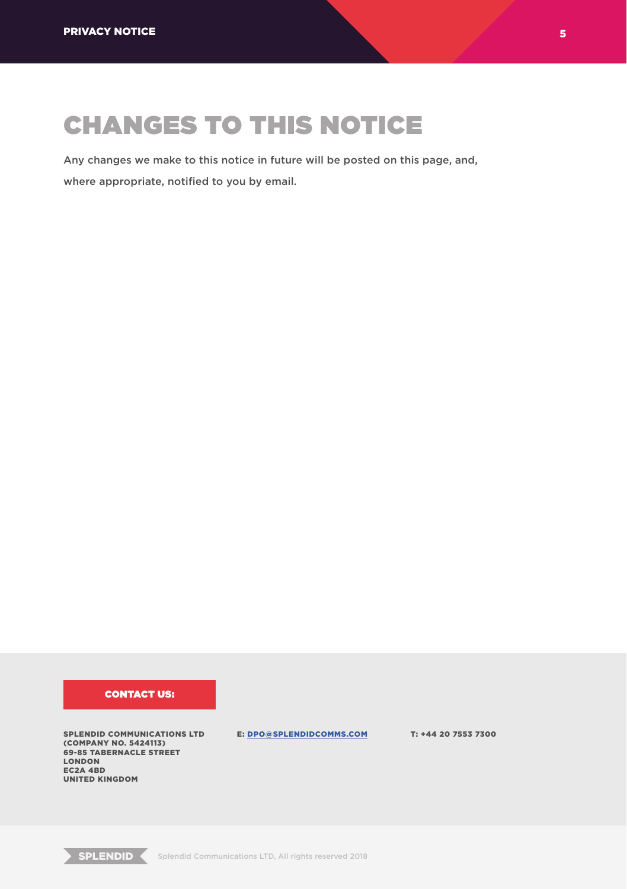# CHANGES TO THIS NOTICE

Any changes we make to this notice in future will be posted on this page, and, where appropriate, notified to you by email.

**CONTACT US:**

**SPLENDID COMMUNICATIONS LTD**
**(COMPANY NO. 5424113)**
**69-85 TABERNACLE STREET**
**LONDON**
**EC2A 4BD**
**UNITED KINGDOM**

**E: DPO@SPLENDIDCOMMS.COM**

**T: +44 20 7553 7300**

SPLENDID Splendid Communications LTD, All rights reserved 2018